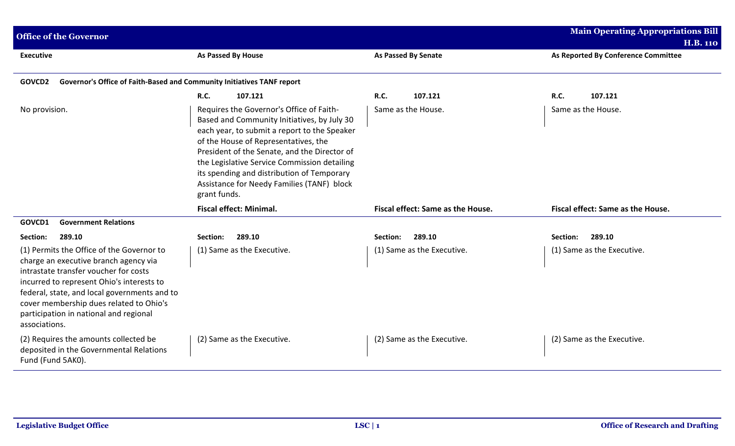| Executive | As Passed By House | As Passed By Senate | As Reported By Conference Committee |
|---|---|---|---|
| **GOVCD2 Governor's Office of Faith-Based and Community Initiatives TANF report** | | | |
| | **R.C. 107.121** | **R.C. 107.121** | **R.C. 107.121** |
| No provision. | Requires the Governor's Office of Faith-Based and Community Initiatives, by July 30 each year, to submit a report to the Speaker of the House of Representatives, the President of the Senate, and the Director of the Legislative Service Commission detailing its spending and distribution of Temporary Assistance for Needy Families (TANF) block grant funds. | Same as the House. | Same as the House. |
| | **Fiscal effect: Minimal.** | **Fiscal effect: Same as the House.** | **Fiscal effect: Same as the House.** |
| **GOVCD1 Government Relations** | | | |
| **Section: 289.10** | **Section: 289.10** | **Section: 289.10** | **Section: 289.10** |
| (1) Permits the Office of the Governor to charge an executive branch agency via intrastate transfer voucher for costs incurred to represent Ohio's interests to federal, state, and local governments and to cover membership dues related to Ohio's participation in national and regional associations. | (1) Same as the Executive. | (1) Same as the Executive. | (1) Same as the Executive. |
| (2) Requires the amounts collected be deposited in the Governmental Relations Fund (Fund 5AK0). | (2) Same as the Executive. | (2) Same as the Executive. | (2) Same as the Executive. |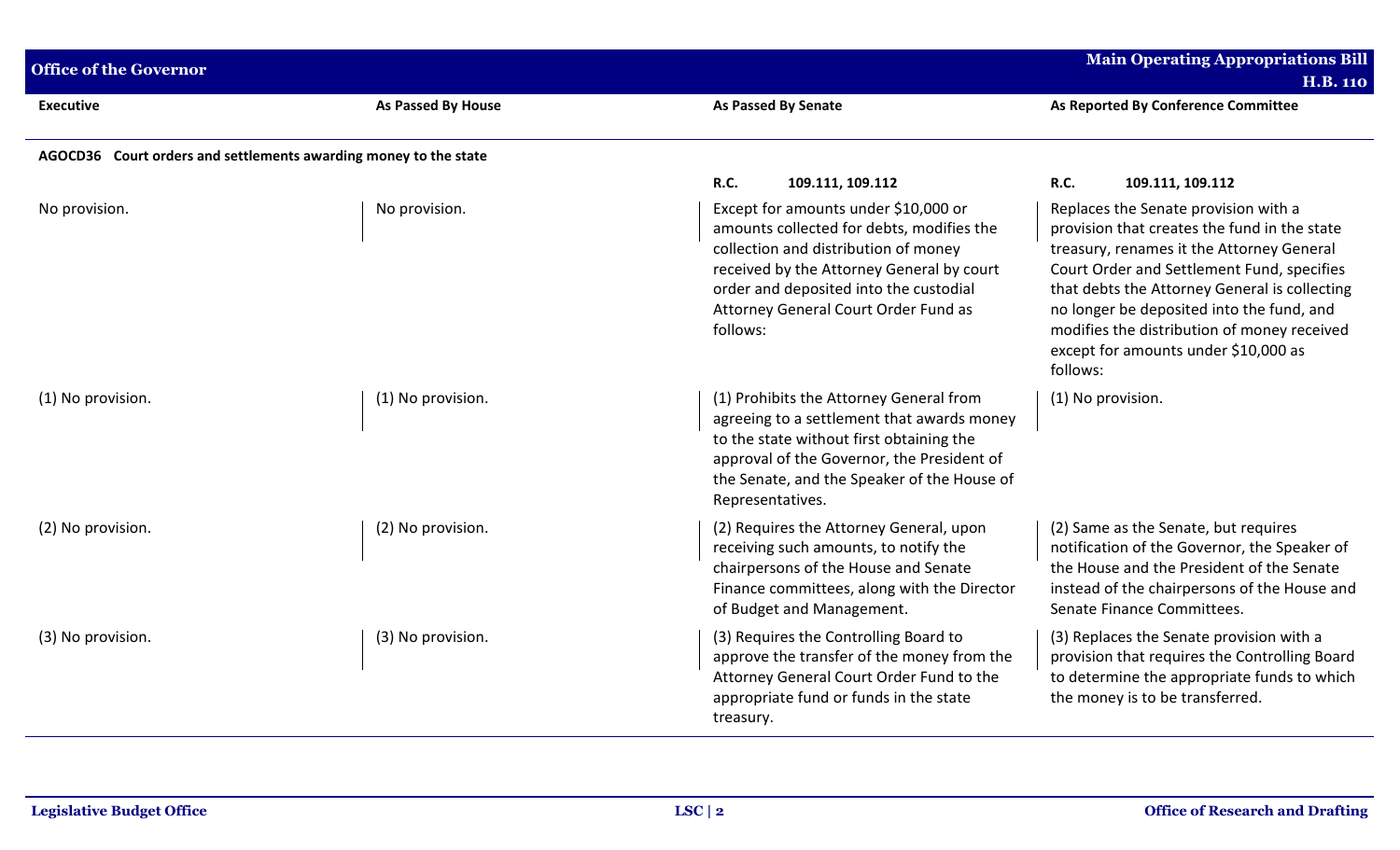| Executive | As Passed By House | As Passed By Senate | As Reported By Conference Committee |
|---|---|---|---|
| **AGOCD36 Court orders and settlements awarding money to the state** | | | |
| | | **R.C. 109.111, 109.112** | **R.C. 109.111, 109.112** |
| No provision. | No provision. | Except for amounts under $10,000 or amounts collected for debts, modifies the collection and distribution of money received by the Attorney General by court order and deposited into the custodial Attorney General Court Order Fund as follows: | Replaces the Senate provision with a provision that creates the fund in the state treasury, renames it the Attorney General Court Order and Settlement Fund, specifies that debts the Attorney General is collecting no longer be deposited into the fund, and modifies the distribution of money received except for amounts under $10,000 as follows: |
| (1) No provision. | (1) No provision. | (1) Prohibits the Attorney General from agreeing to a settlement that awards money to the state without first obtaining the approval of the Governor, the President of the Senate, and the Speaker of the House of Representatives. | (1) No provision. |
| (2) No provision. | (2) No provision. | (2) Requires the Attorney General, upon receiving such amounts, to notify the chairpersons of the House and Senate Finance committees, along with the Director of Budget and Management. | (2) Same as the Senate, but requires notification of the Governor, the Speaker of the House and the President of the Senate instead of the chairpersons of the House and Senate Finance Committees. |
| (3) No provision. | (3) No provision. | (3) Requires the Controlling Board to approve the transfer of the money from the Attorney General Court Order Fund to the appropriate fund or funds in the state treasury. | (3) Replaces the Senate provision with a provision that requires the Controlling Board to determine the appropriate funds to which the money is to be transferred. |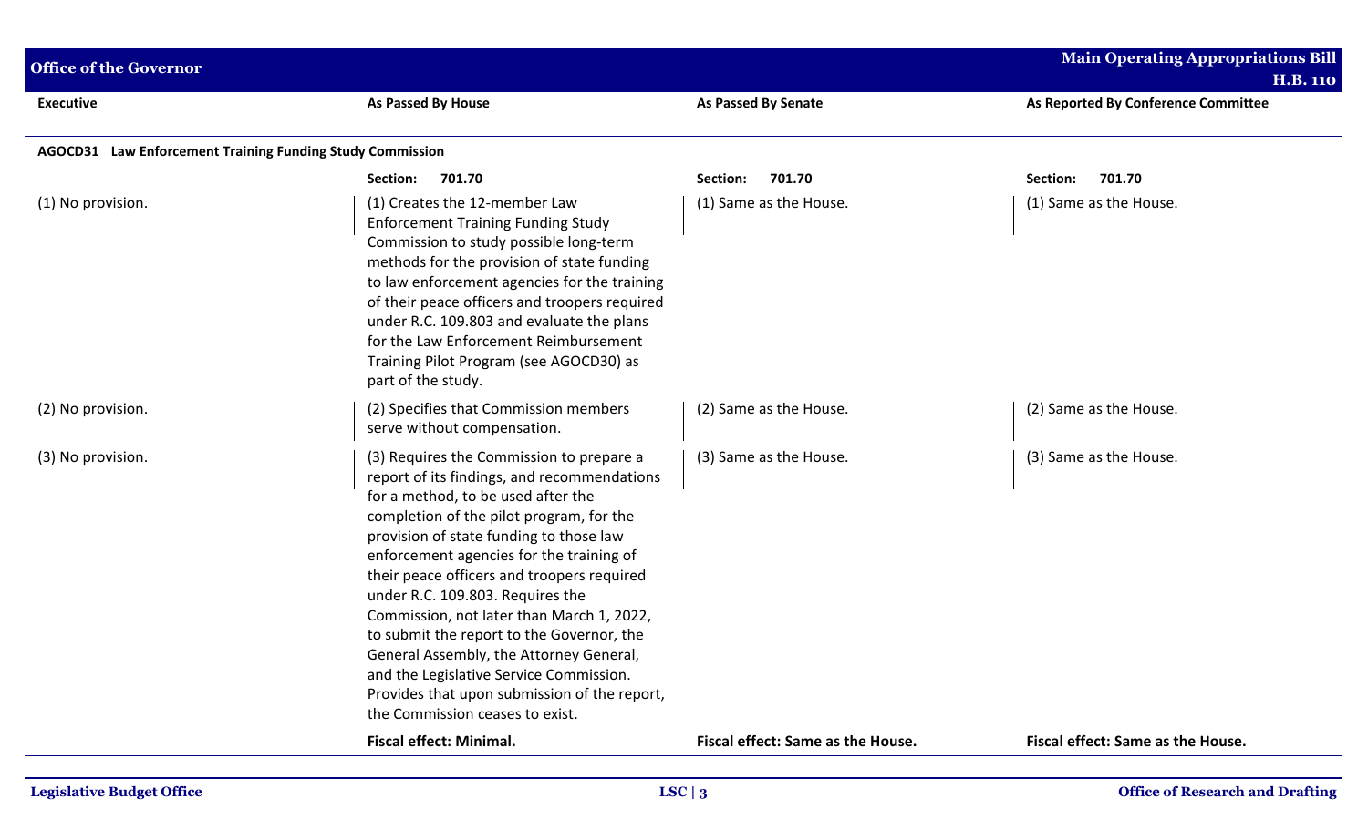| Executive | As Passed By House | As Passed By Senate | As Reported By Conference Committee |
|---|---|---|---|
| **AGOCD31 Law Enforcement Training Funding Study Commission** | | | |
| | **Section: 701.70** | **Section: 701.70** | **Section: 701.70** |
| (1) No provision. | (1) Creates the 12-member Law Enforcement Training Funding Study Commission to study possible long-term methods for the provision of state funding to law enforcement agencies for the training of their peace officers and troopers required under R.C. 109.803 and evaluate the plans for the Law Enforcement Reimbursement Training Pilot Program (see AGOCD30) as part of the study. | (1) Same as the House. | (1) Same as the House. |
| (2) No provision. | (2) Specifies that Commission members serve without compensation. | (2) Same as the House. | (2) Same as the House. |
| (3) No provision. | (3) Requires the Commission to prepare a report of its findings, and recommendations for a method, to be used after the completion of the pilot program, for the provision of state funding to those law enforcement agencies for the training of their peace officers and troopers required under R.C. 109.803. Requires the Commission, not later than March 1, 2022, to submit the report to the Governor, the General Assembly, the Attorney General, and the Legislative Service Commission. Provides that upon submission of the report, the Commission ceases to exist. | (3) Same as the House. | (3) Same as the House. |
| | **Fiscal effect: Minimal.** | **Fiscal effect: Same as the House.** | **Fiscal effect: Same as the House.** |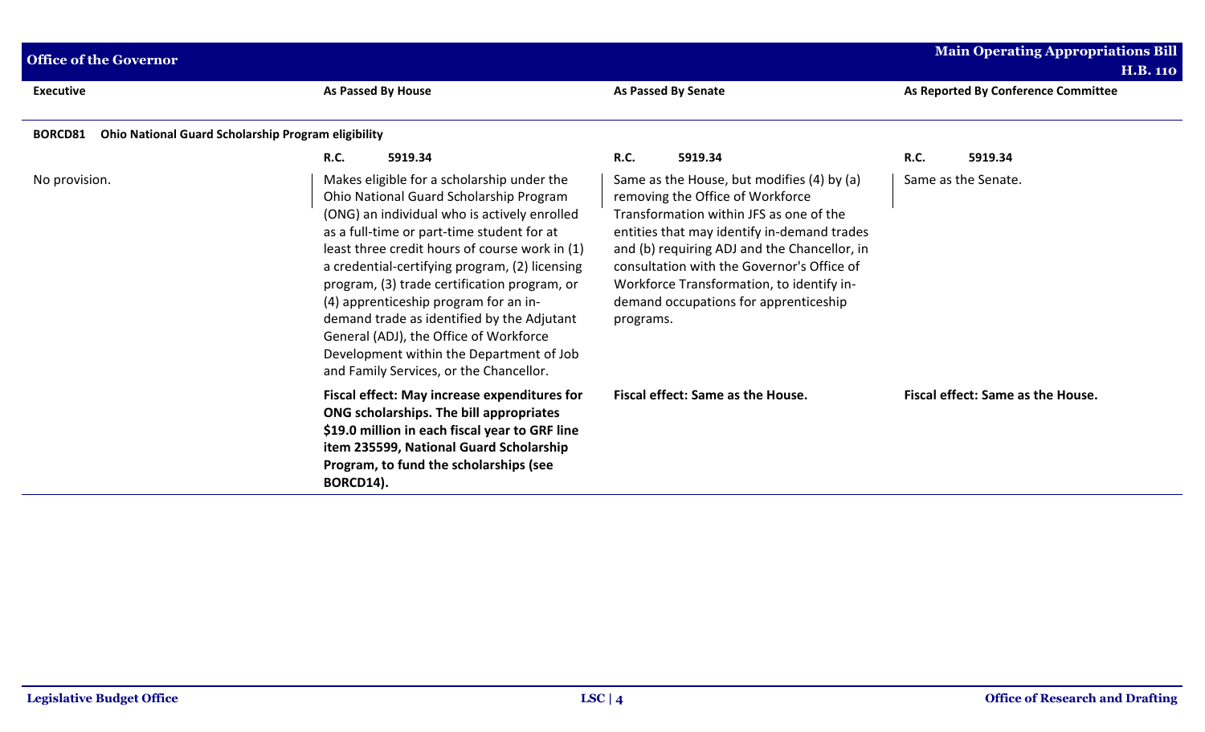| Executive | As Passed By House | As Passed By Senate | As Reported By Conference Committee |
|---|---|---|---|
| **BORCD81 Ohio National Guard Scholarship Program eligibility** | | | |
| | **R.C. 5919.34** | **R.C. 5919.34** | **R.C. 5919.34** |
| No provision. | Makes eligible for a scholarship under the Ohio National Guard Scholarship Program (ONG) an individual who is actively enrolled as a full-time or part-time student for at least three credit hours of course work in (1) a credential-certifying program, (2) licensing program, (3) trade certification program, or (4) apprenticeship program for an in-demand trade as identified by the Adjutant General (ADJ), the Office of Workforce Development within the Department of Job and Family Services, or the Chancellor. | Same as the House, but modifies (4) by (a) removing the Office of Workforce Transformation within JFS as one of the entities that may identify in-demand trades and (b) requiring ADJ and the Chancellor, in consultation with the Governor's Office of Workforce Transformation, to identify in-demand occupations for apprenticeship programs. | Same as the Senate. |
| | **Fiscal effect: May increase expenditures for ONG scholarships. The bill appropriates $19.0 million in each fiscal year to GRF line item 235599, National Guard Scholarship Program, to fund the scholarships (see BORCD14).** | **Fiscal effect: Same as the House.** | **Fiscal effect: Same as the House.** |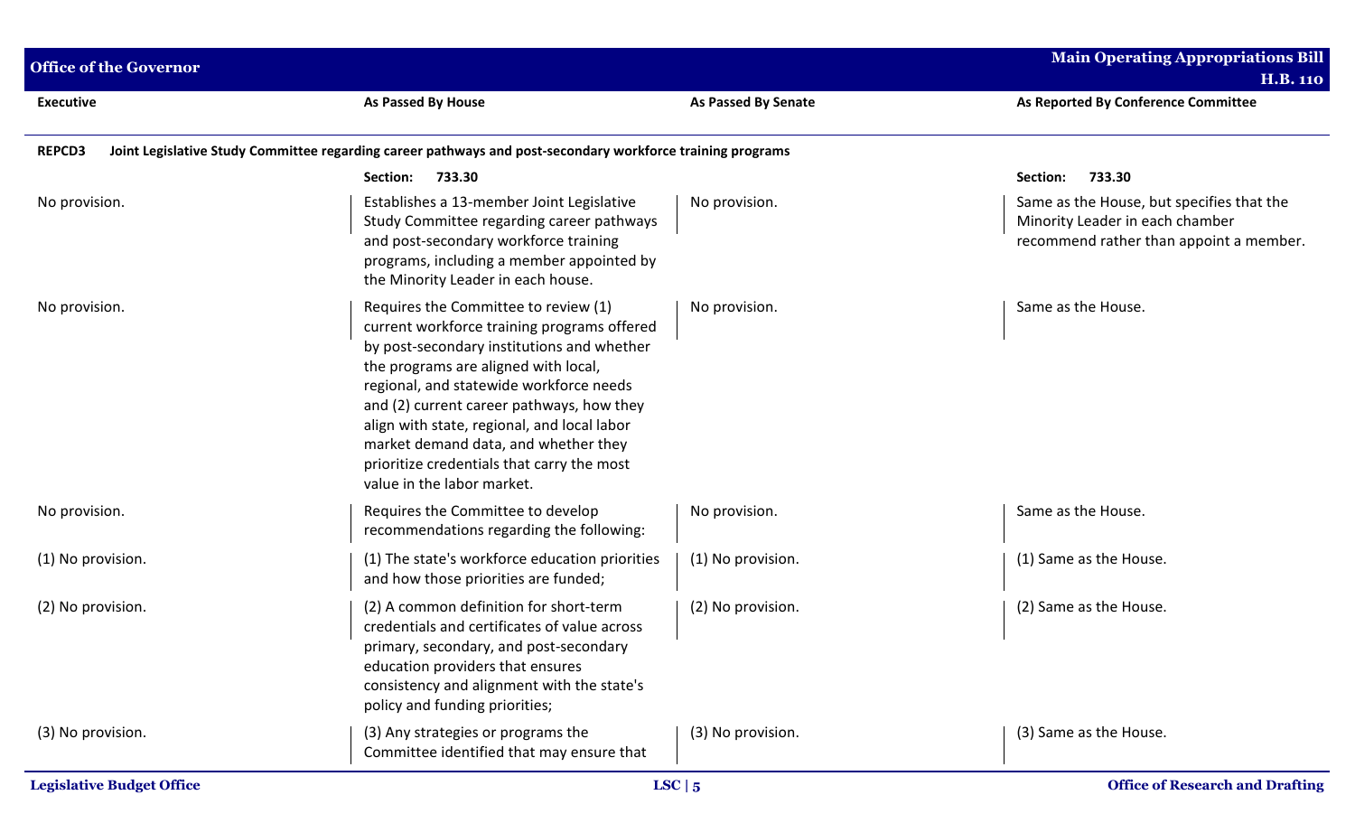| Executive | As Passed By House | As Passed By Senate | As Reported By Conference Committee |
|---|---|---|---|
| **REPCD3 Joint Legislative Study Committee regarding career pathways and post-secondary workforce training programs** | | | |
| | **Section: 733.30** | | **Section: 733.30** |
| No provision. | Establishes a 13-member Joint Legislative Study Committee regarding career pathways and post-secondary workforce training programs, including a member appointed by the Minority Leader in each house. | No provision. | Same as the House, but specifies that the Minority Leader in each chamber recommend rather than appoint a member. |
| No provision. | Requires the Committee to review (1) current workforce training programs offered by post-secondary institutions and whether the programs are aligned with local, regional, and statewide workforce needs and (2) current career pathways, how they align with state, regional, and local labor market demand data, and whether they prioritize credentials that carry the most value in the labor market. | No provision. | Same as the House. |
| No provision. | Requires the Committee to develop recommendations regarding the following: | No provision. | Same as the House. |
| (1) No provision. | (1) The state's workforce education priorities and how those priorities are funded; | (1) No provision. | (1) Same as the House. |
| (2) No provision. | (2) A common definition for short-term credentials and certificates of value across primary, secondary, and post-secondary education providers that ensures consistency and alignment with the state's policy and funding priorities; | (2) No provision. | (2) Same as the House. |
| (3) No provision. | (3) Any strategies or programs the Committee identified that may ensure that | (3) No provision. | (3) Same as the House. |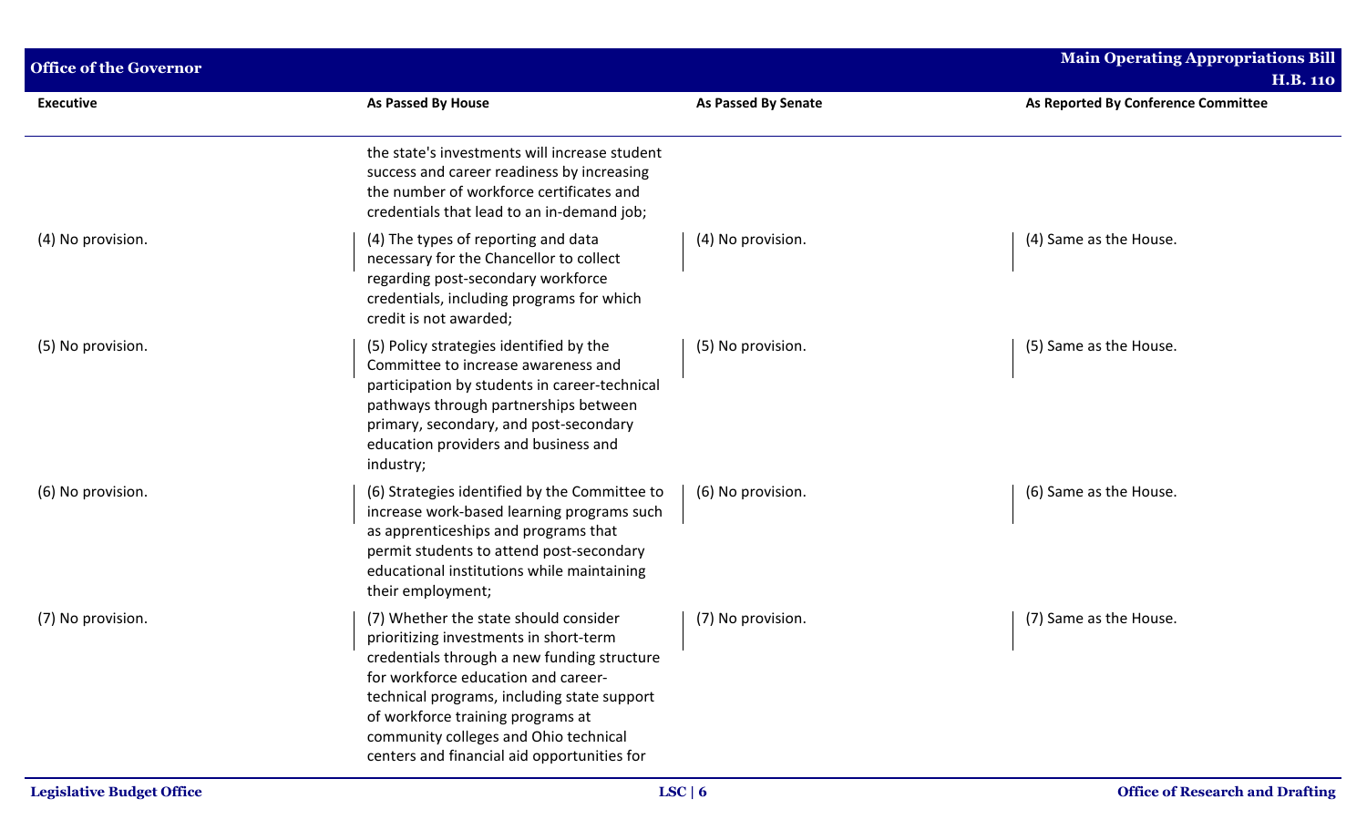| Executive | As Passed By House | As Passed By Senate | As Reported By Conference Committee |
|---|---|---|---|
| | the state's investments will increase student success and career readiness by increasing the number of workforce certificates and credentials that lead to an in-demand job; | | |
| (4) No provision. | (4) The types of reporting and data necessary for the Chancellor to collect regarding post-secondary workforce credentials, including programs for which credit is not awarded; | (4) No provision. | (4) Same as the House. |
| (5) No provision. | (5) Policy strategies identified by the Committee to increase awareness and participation by students in career-technical pathways through partnerships between primary, secondary, and post-secondary education providers and business and industry; | (5) No provision. | (5) Same as the House. |
| (6) No provision. | (6) Strategies identified by the Committee to increase work-based learning programs such as apprenticeships and programs that permit students to attend post-secondary educational institutions while maintaining their employment; | (6) No provision. | (6) Same as the House. |
| (7) No provision. | (7) Whether the state should consider prioritizing investments in short-term credentials through a new funding structure for workforce education and career-technical programs, including state support of workforce training programs at community colleges and Ohio technical centers and financial aid opportunities for | (7) No provision. | (7) Same as the House. |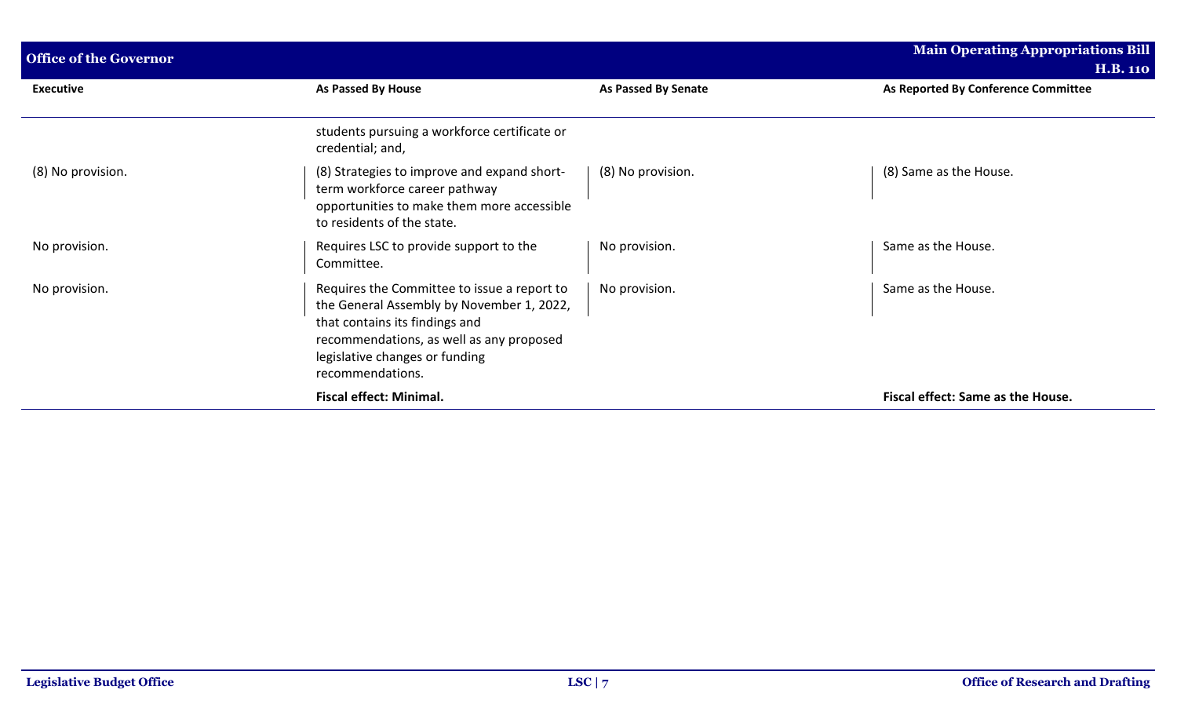| Executive | As Passed By House | As Passed By Senate | As Reported By Conference Committee |
|---|---|---|---|
| | students pursuing a workforce certificate or credential; and, | | |
| (8) No provision. | (8) Strategies to improve and expand short-term workforce career pathway opportunities to make them more accessible to residents of the state. | (8) No provision. | (8) Same as the House. |
| No provision. | Requires LSC to provide support to the Committee. | No provision. | Same as the House. |
| No provision. | Requires the Committee to issue a report to the General Assembly by November 1, 2022, that contains its findings and recommendations, as well as any proposed legislative changes or funding recommendations. | No provision. | Same as the House. |
| | **Fiscal effect: Minimal.** | | **Fiscal effect: Same as the House.** |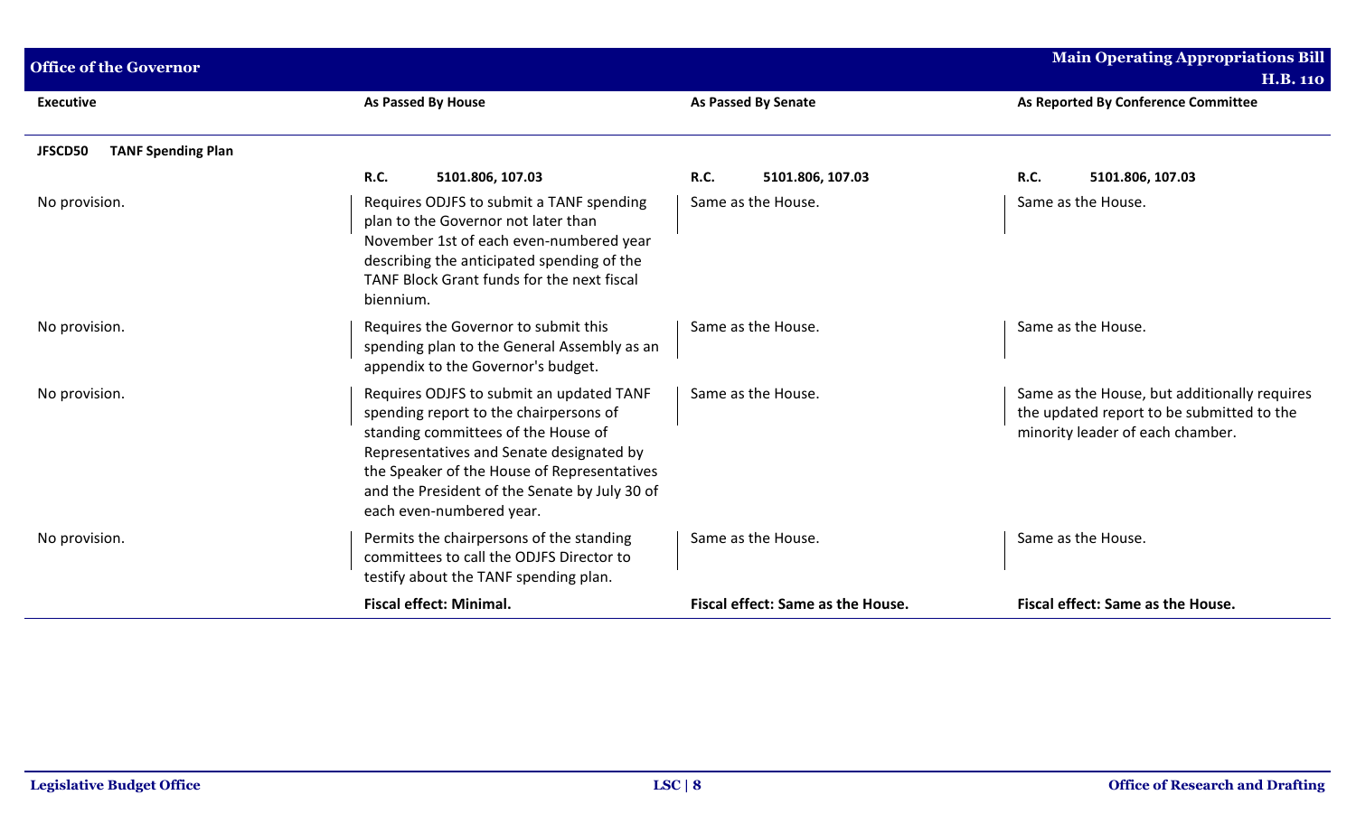| Executive | As Passed By House | As Passed By Senate | As Reported By Conference Committee |
|---|---|---|---|
| **JFSCD50 TANF Spending Plan** | | | |
| | **R.C.** 5101.806, 107.03 | **R.C.** 5101.806, 107.03 | **R.C.** 5101.806, 107.03 |
| No provision. | Requires ODJFS to submit a TANF spending plan to the Governor not later than November 1st of each even-numbered year describing the anticipated spending of the TANF Block Grant funds for the next fiscal biennium. | Same as the House. | Same as the House. |
| No provision. | Requires the Governor to submit this spending plan to the General Assembly as an appendix to the Governor's budget. | Same as the House. | Same as the House. |
| No provision. | Requires ODJFS to submit an updated TANF spending report to the chairpersons of standing committees of the House of Representatives and Senate designated by the Speaker of the House of Representatives and the President of the Senate by July 30 of each even-numbered year. | Same as the House. | Same as the House, but additionally requires the updated report to be submitted to the minority leader of each chamber. |
| No provision. | Permits the chairpersons of the standing committees to call the ODJFS Director to testify about the TANF spending plan. | Same as the House. | Same as the House. |
| | **Fiscal effect: Minimal.** | **Fiscal effect: Same as the House.** | **Fiscal effect: Same as the House.** |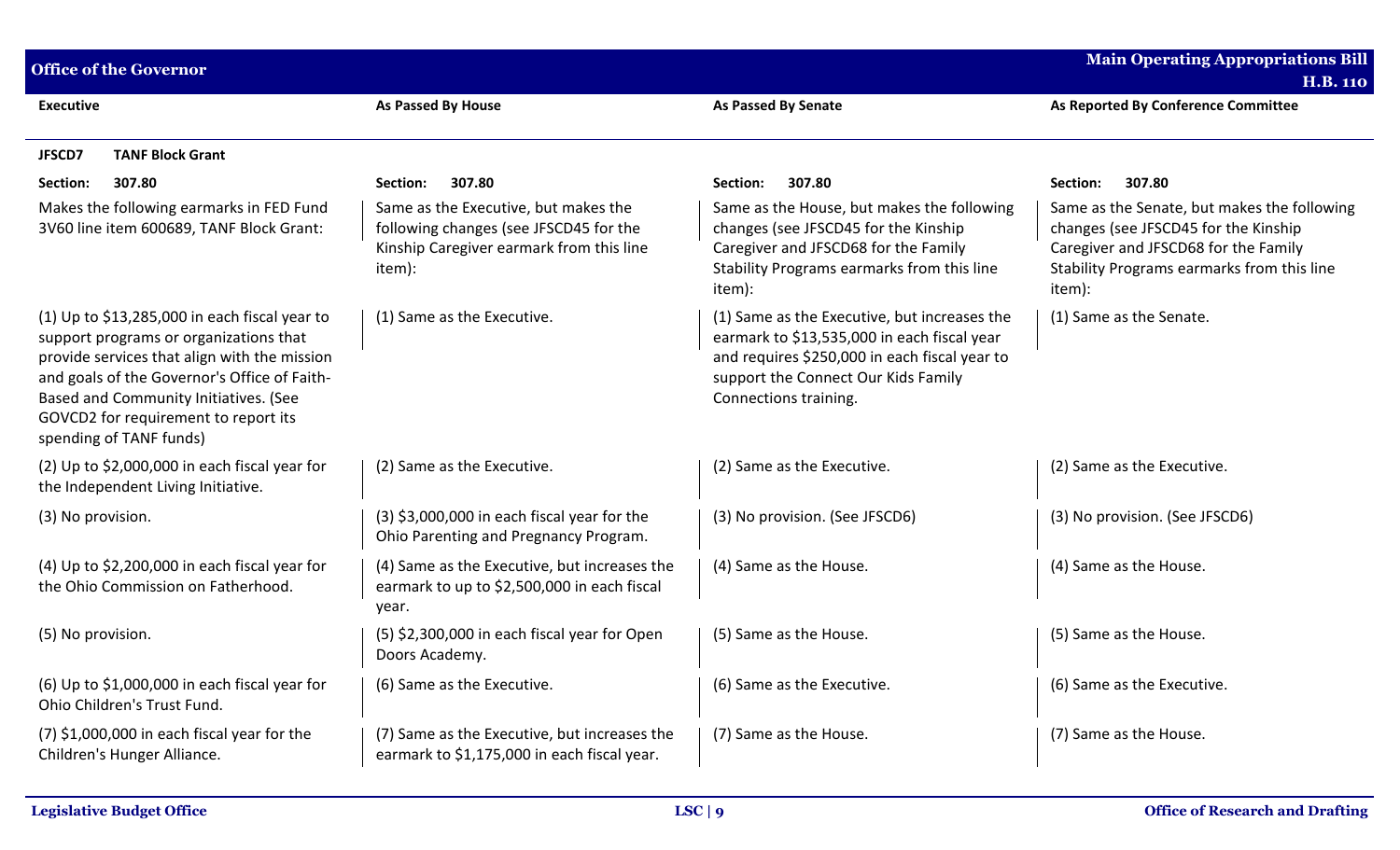| Executive | As Passed By House | As Passed By Senate | As Reported By Conference Committee |
|---|---|---|---|
| **JFSCD7 TANF Block Grant** | | | |
| **Section: 307.80** | **Section: 307.80** | **Section: 307.80** | **Section: 307.80** |
| Makes the following earmarks in FED Fund 3V60 line item 600689, TANF Block Grant: | Same as the Executive, but makes the following changes (see JFSCD45 for the Kinship Caregiver earmark from this line item): | Same as the House, but makes the following changes (see JFSCD45 for the Kinship Caregiver and JFSCD68 for the Family Stability Programs earmarks from this line item): | Same as the Senate, but makes the following changes (see JFSCD45 for the Kinship Caregiver and JFSCD68 for the Family Stability Programs earmarks from this line item): |
| (1) Up to $13,285,000 in each fiscal year to support programs or organizations that provide services that align with the mission and goals of the Governor's Office of Faith-Based and Community Initiatives. (See GOVCD2 for requirement to report its spending of TANF funds) | (1) Same as the Executive. | (1) Same as the Executive, but increases the earmark to $13,535,000 in each fiscal year and requires $250,000 in each fiscal year to support the Connect Our Kids Family Connections training. | (1) Same as the Senate. |
| (2) Up to $2,000,000 in each fiscal year for the Independent Living Initiative. | (2) Same as the Executive. | (2) Same as the Executive. | (2) Same as the Executive. |
| (3) No provision. | (3) $3,000,000 in each fiscal year for the Ohio Parenting and Pregnancy Program. | (3) No provision. (See JFSCD6) | (3) No provision. (See JFSCD6) |
| (4) Up to $2,200,000 in each fiscal year for the Ohio Commission on Fatherhood. | (4) Same as the Executive, but increases the earmark to up to $2,500,000 in each fiscal year. | (4) Same as the House. | (4) Same as the House. |
| (5) No provision. | (5) $2,300,000 in each fiscal year for Open Doors Academy. | (5) Same as the House. | (5) Same as the House. |
| (6) Up to $1,000,000 in each fiscal year for Ohio Children's Trust Fund. | (6) Same as the Executive. | (6) Same as the Executive. | (6) Same as the Executive. |
| (7) $1,000,000 in each fiscal year for the Children's Hunger Alliance. | (7) Same as the Executive, but increases the earmark to $1,175,000 in each fiscal year. | (7) Same as the House. | (7) Same as the House. |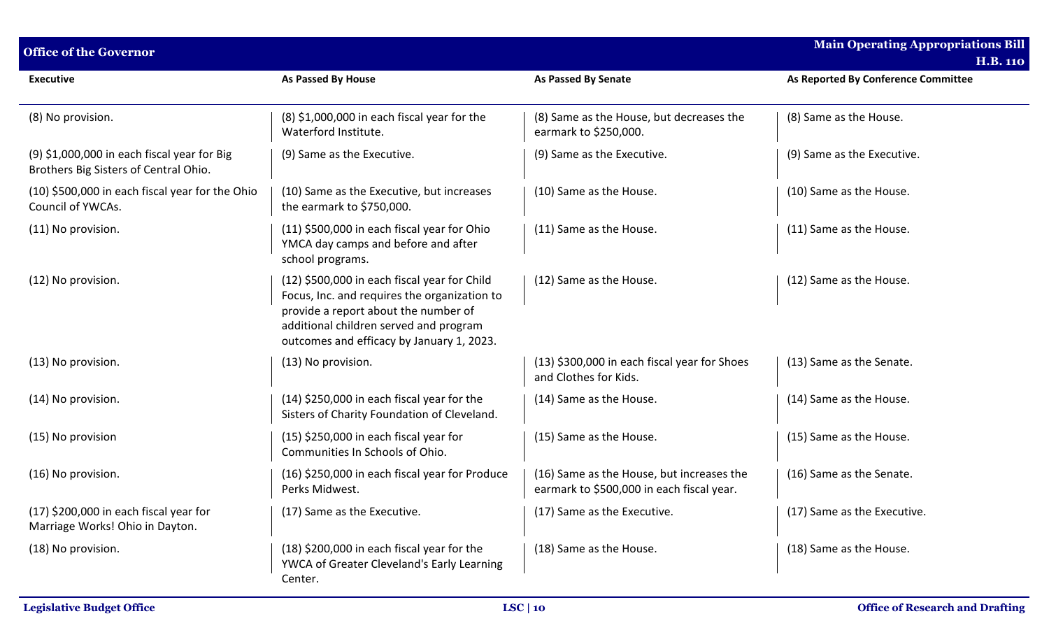| Executive | As Passed By House | As Passed By Senate | As Reported By Conference Committee |
|---|---|---|---|
| (8) No provision. | (8) $1,000,000 in each fiscal year for the Waterford Institute. | (8) Same as the House, but decreases the earmark to $250,000. | (8) Same as the House. |
| (9) $1,000,000 in each fiscal year for Big Brothers Big Sisters of Central Ohio. | (9) Same as the Executive. | (9) Same as the Executive. | (9) Same as the Executive. |
| (10) $500,000 in each fiscal year for the Ohio Council of YWCAs. | (10) Same as the Executive, but increases the earmark to $750,000. | (10) Same as the House. | (10) Same as the House. |
| (11) No provision. | (11) $500,000 in each fiscal year for Ohio YMCA day camps and before and after school programs. | (11) Same as the House. | (11) Same as the House. |
| (12) No provision. | (12) $500,000 in each fiscal year for Child Focus, Inc. and requires the organization to provide a report about the number of additional children served and program outcomes and efficacy by January 1, 2023. | (12) Same as the House. | (12) Same as the House. |
| (13) No provision. | (13) No provision. | (13) $300,000 in each fiscal year for Shoes and Clothes for Kids. | (13) Same as the Senate. |
| (14) No provision. | (14) $250,000 in each fiscal year for the Sisters of Charity Foundation of Cleveland. | (14) Same as the House. | (14) Same as the House. |
| (15) No provision | (15) $250,000 in each fiscal year for Communities In Schools of Ohio. | (15) Same as the House. | (15) Same as the House. |
| (16) No provision. | (16) $250,000 in each fiscal year for Produce Perks Midwest. | (16) Same as the House, but increases the earmark to $500,000 in each fiscal year. | (16) Same as the Senate. |
| (17) $200,000 in each fiscal year for Marriage Works! Ohio in Dayton. | (17) Same as the Executive. | (17) Same as the Executive. | (17) Same as the Executive. |
| (18) No provision. | (18) $200,000 in each fiscal year for the YWCA of Greater Cleveland's Early Learning Center. | (18) Same as the House. | (18) Same as the House. |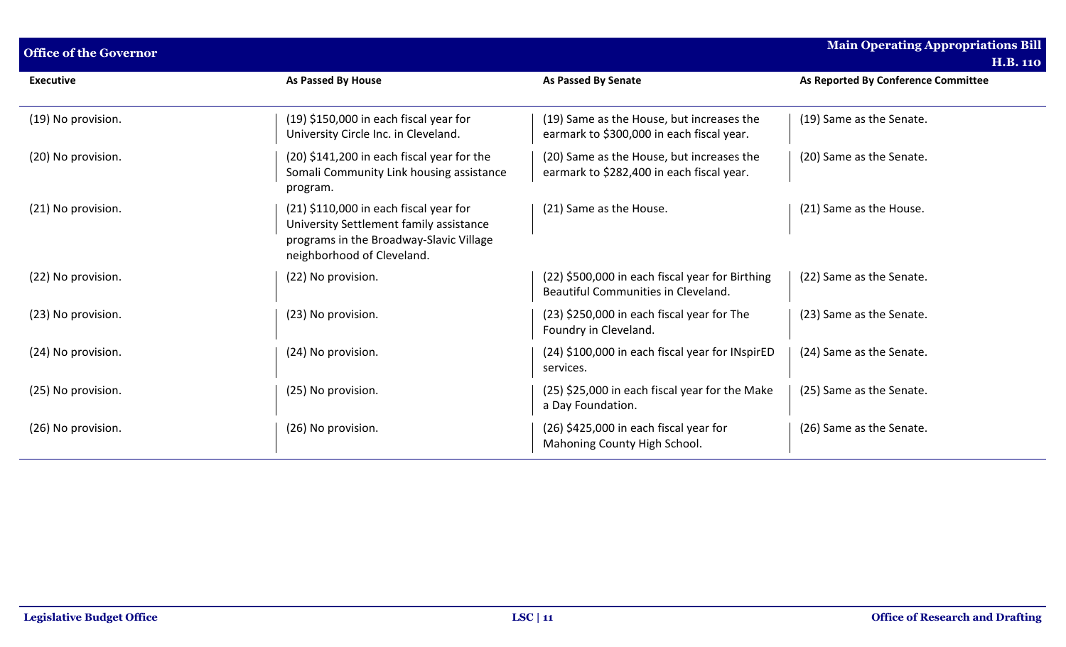| Executive | As Passed By House | As Passed By Senate | As Reported By Conference Committee |
|---|---|---|---|
| (19) No provision. | (19) $150,000 in each fiscal year for University Circle Inc. in Cleveland. | (19) Same as the House, but increases the earmark to $300,000 in each fiscal year. | (19) Same as the Senate. |
| (20) No provision. | (20) $141,200 in each fiscal year for the Somali Community Link housing assistance program. | (20) Same as the House, but increases the earmark to $282,400 in each fiscal year. | (20) Same as the Senate. |
| (21) No provision. | (21) $110,000 in each fiscal year for University Settlement family assistance programs in the Broadway-Slavic Village neighborhood of Cleveland. | (21) Same as the House. | (21) Same as the House. |
| (22) No provision. | (22) No provision. | (22) $500,000 in each fiscal year for Birthing Beautiful Communities in Cleveland. | (22) Same as the Senate. |
| (23) No provision. | (23) No provision. | (23) $250,000 in each fiscal year for The Foundry in Cleveland. | (23) Same as the Senate. |
| (24) No provision. | (24) No provision. | (24) $100,000 in each fiscal year for INspirED services. | (24) Same as the Senate. |
| (25) No provision. | (25) No provision. | (25) $25,000 in each fiscal year for the Make a Day Foundation. | (25) Same as the Senate. |
| (26) No provision. | (26) No provision. | (26) $425,000 in each fiscal year for Mahoning County High School. | (26) Same as the Senate. |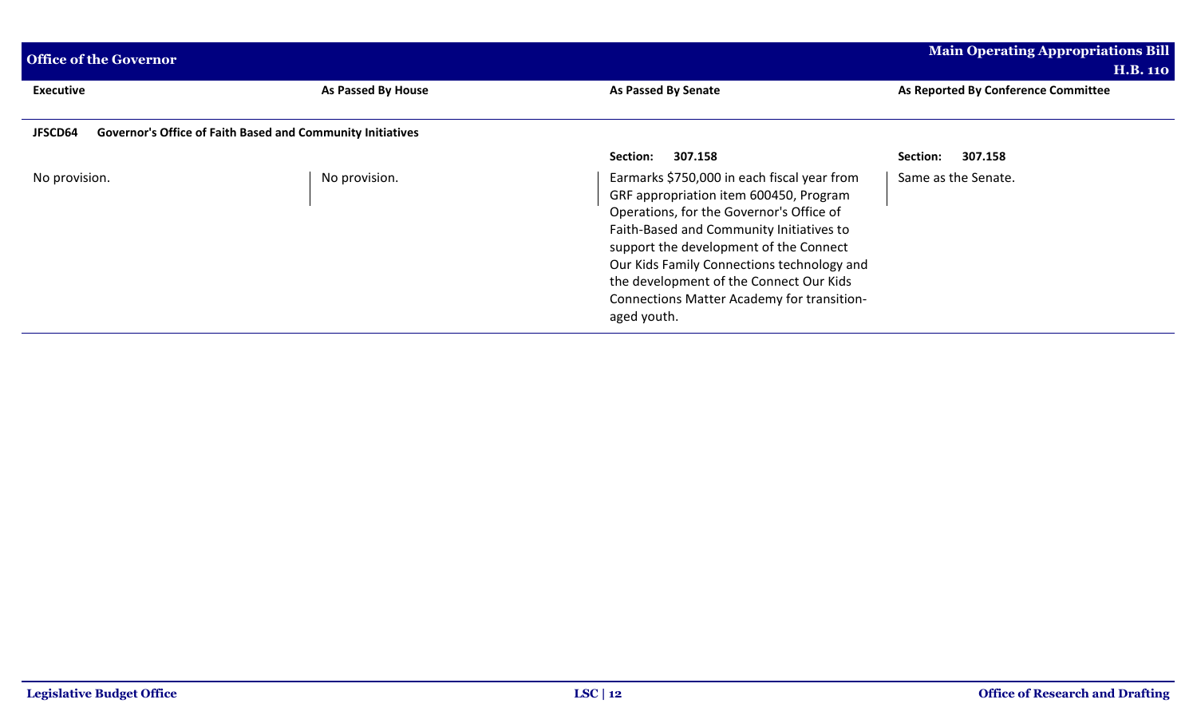| Executive | As Passed By House | As Passed By Senate | As Reported By Conference Committee |
|---|---|---|---|
| **JFSCD64 Governor's Office of Faith Based and Community Initiatives** | | | |
| | | **Section: 307.158** | **Section: 307.158** |
| No provision. | No provision. | Earmarks $750,000 in each fiscal year from GRF appropriation item 600450, Program Operations, for the Governor's Office of Faith-Based and Community Initiatives to support the development of the Connect Our Kids Family Connections technology and the development of the Connect Our Kids Connections Matter Academy for transition-aged youth. | Same as the Senate. |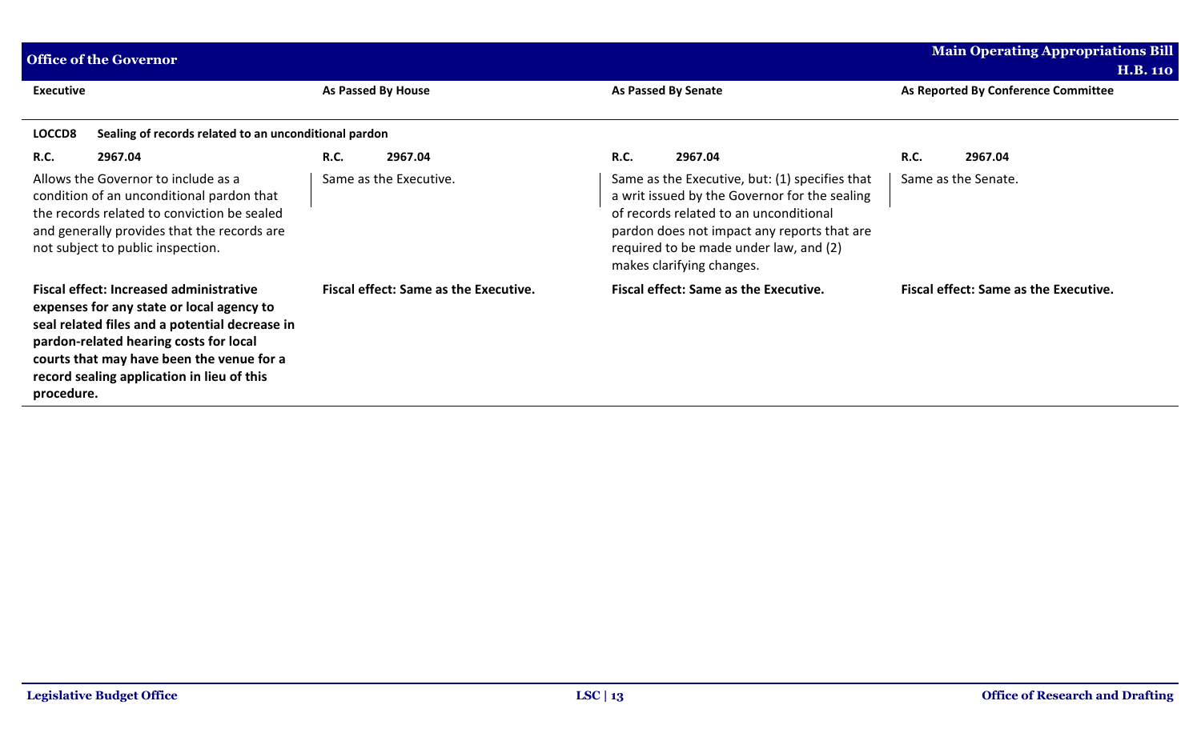| Executive | As Passed By House | As Passed By Senate | As Reported By Conference Committee |
|---|---|---|---|
| **LOCCD8 Sealing of records related to an unconditional pardon** | | | |
| **R.C. 2967.04** | **R.C. 2967.04** | **R.C. 2967.04** | **R.C. 2967.04** |
| Allows the Governor to include as a condition of an unconditional pardon that the records related to conviction be sealed and generally provides that the records are not subject to public inspection. | Same as the Executive. | Same as the Executive, but: (1) specifies that a writ issued by the Governor for the sealing of records related to an unconditional pardon does not impact any reports that are required to be made under law, and (2) makes clarifying changes. | Same as the Senate. |
| **Fiscal effect: Increased administrative expenses for any state or local agency to seal related files and a potential decrease in pardon-related hearing costs for local courts that may have been the venue for a record sealing application in lieu of this procedure.** | **Fiscal effect: Same as the Executive.** | **Fiscal effect: Same as the Executive.** | **Fiscal effect: Same as the Executive.** |